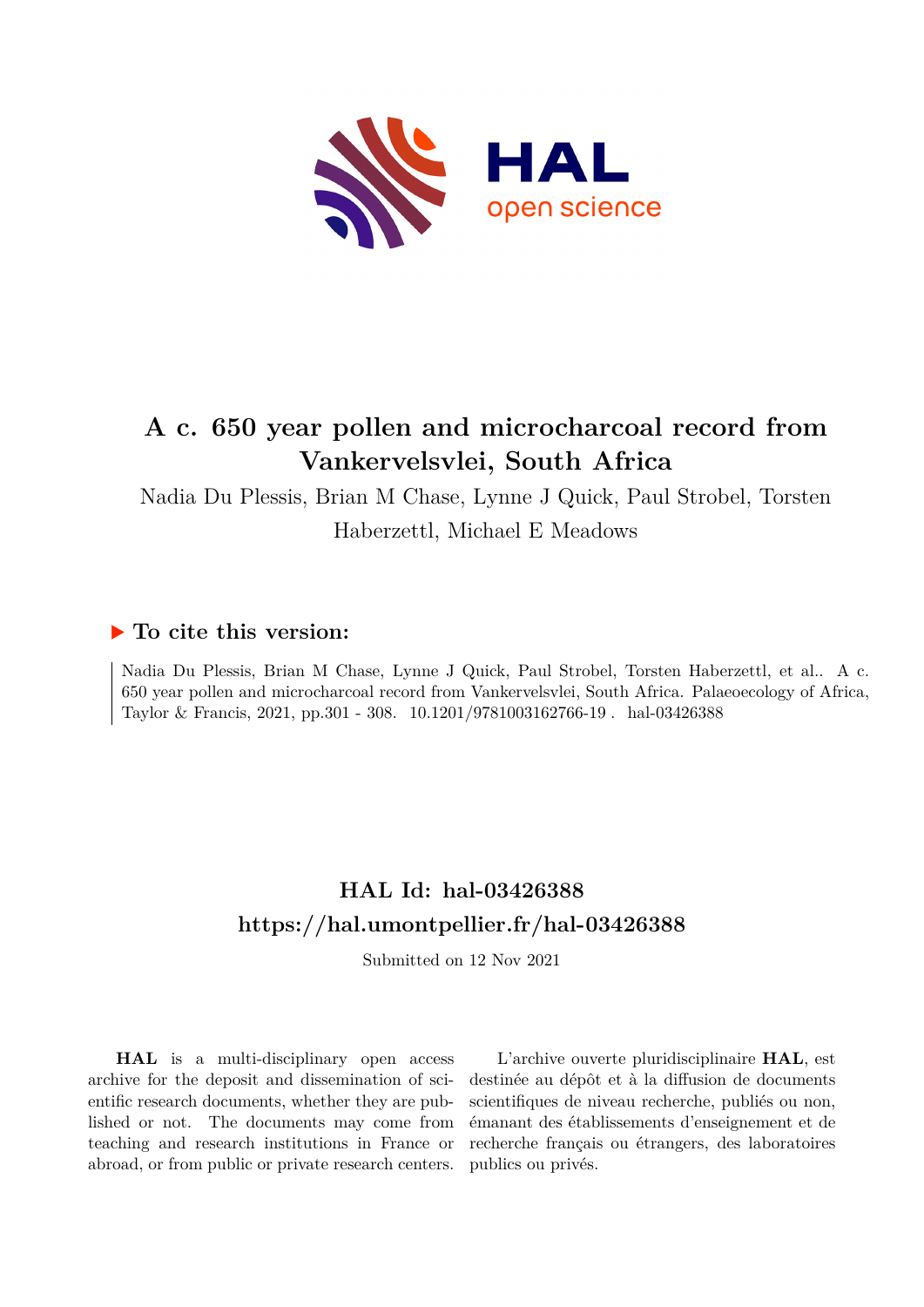# A c. 650 year pollen and microcharcoal record from Vankervelsvlei, South Africa

Nadia Du Plessis, Brian M Chase, Lynne J Quick, Paul Strobel, Torsten Haberzettl, Michael E Meadows

## ▶ To cite this version:

Nadia Du Plessis, Brian M Chase, Lynne J Quick, Paul Strobel, Torsten Haberzettl, et al.. A c. 650 year pollen and microcharcoal record from Vankervelsvlei, South Africa. Palaeoecology of Africa, Taylor & Francis, 2021, pp.301 - 308. 10.1201/9781003162766-19 . hal-03426388

## HAL Id: hal-03426388
## https://hal.umontpellier.fr/hal-03426388

Submitted on 12 Nov 2021

**HAL** is a multi-disciplinary open access archive for the deposit and dissemination of scientific research documents, whether they are published or not. The documents may come from teaching and research institutions in France or abroad, or from public or private research centers.

L'archive ouverte pluridisciplinaire **HAL**, est destinée au dépôt et à la diffusion de documents scientifiques de niveau recherche, publiés ou non, émanant des établissements d'enseignement et de recherche français ou étrangers, des laboratoires publics ou privés.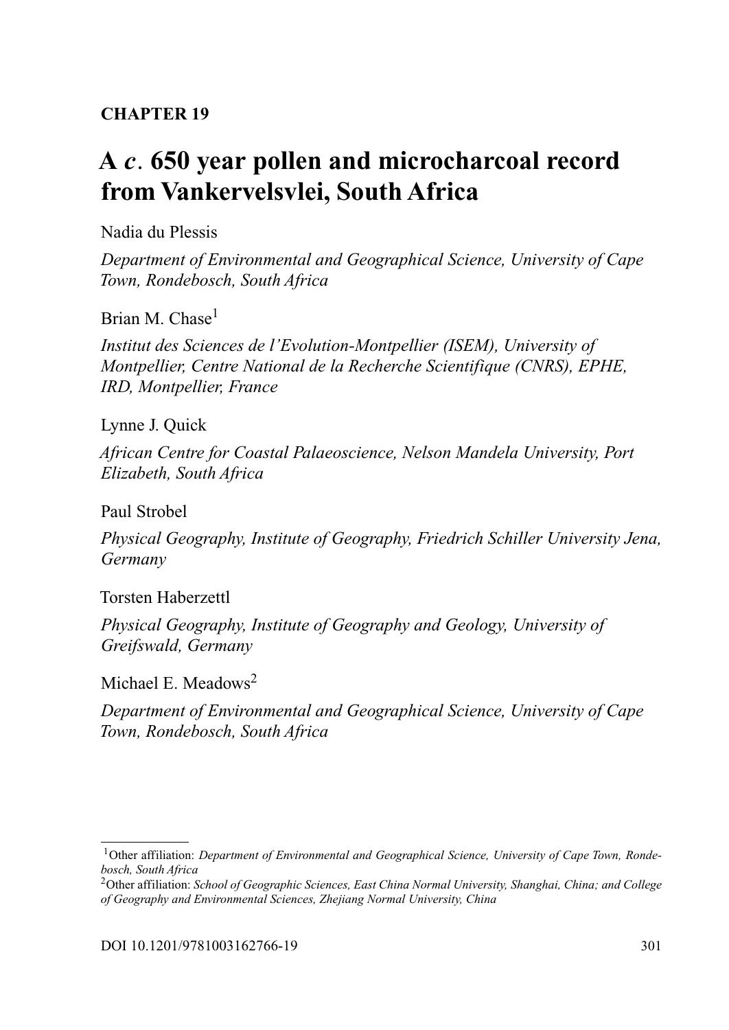**CHAPTER 19**

# A *c*. 650 year pollen and microcharcoal record from Vankervelsvlei, South Africa

Nadia du Plessis

*Department of Environmental and Geographical Science, University of Cape Town, Rondebosch, South Africa*

Brian M. Chase[1]

*Institut des Sciences de l'Evolution-Montpellier (ISEM), University of Montpellier, Centre National de la Recherche Scientifique (CNRS), EPHE, IRD, Montpellier, France*

Lynne J. Quick

*African Centre for Coastal Palaeoscience, Nelson Mandela University, Port Elizabeth, South Africa*

Paul Strobel

*Physical Geography, Institute of Geography, Friedrich Schiller University Jena, Germany*

Torsten Haberzettl

*Physical Geography, Institute of Geography and Geology, University of Greifswald, Germany*

Michael E. Meadows[2]

*Department of Environmental and Geographical Science, University of Cape Town, Rondebosch, South Africa*

---

[1]Other affiliation: *Department of Environmental and Geographical Science, University of Cape Town, Rondebosch, South Africa*

[2]Other affiliation: *School of Geographic Sciences, East China Normal University, Shanghai, China; and College of Geography and Environmental Sciences, Zhejiang Normal University, China*

DOI 10.1201/9781003162766-19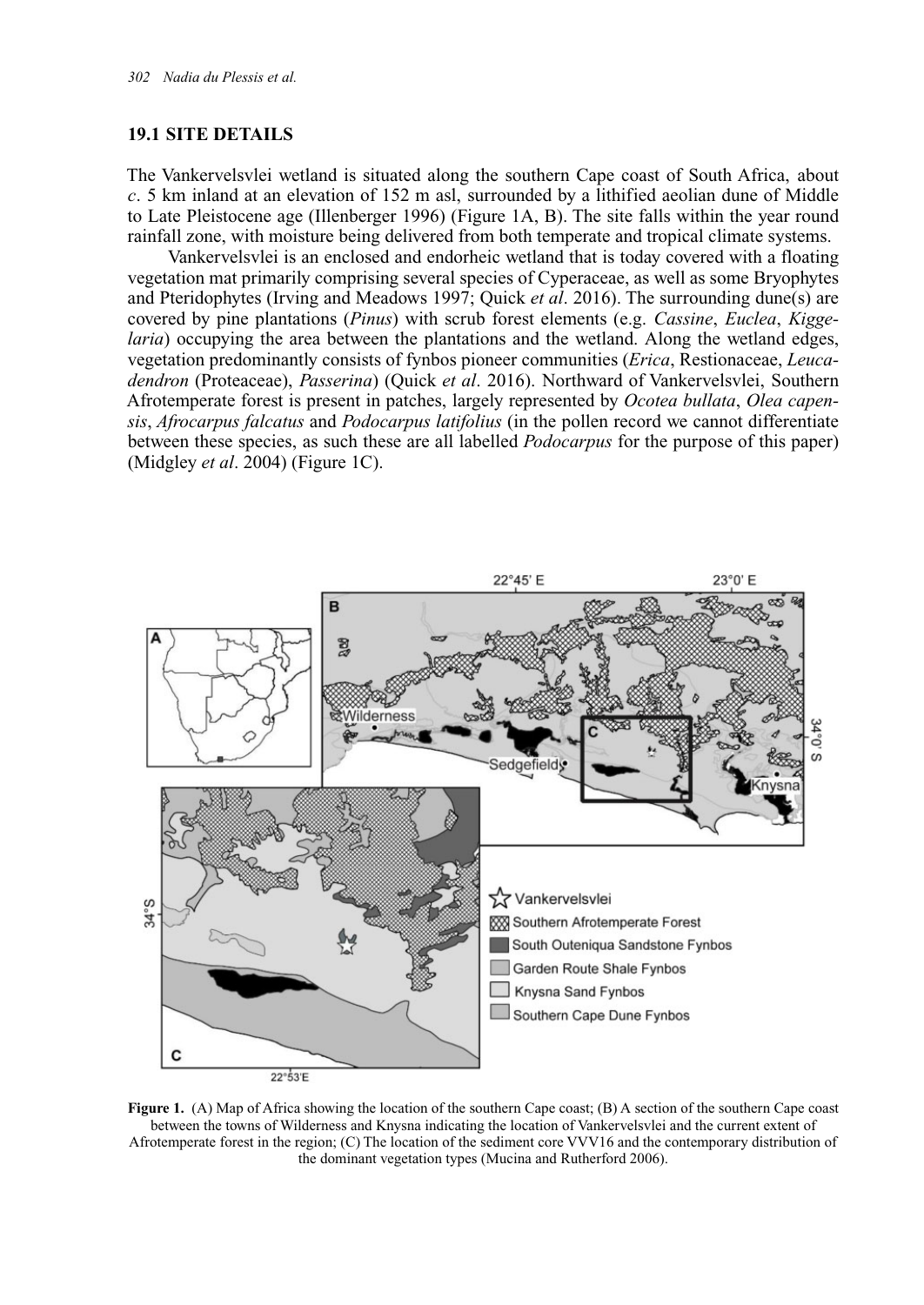## 19.1 SITE DETAILS

The Vankervelsvlei wetland is situated along the southern Cape coast of South Africa, about *c*. 5 km inland at an elevation of 152 m asl, surrounded by a lithified aeolian dune of Middle to Late Pleistocene age (Illenberger 1996) (Figure 1A, B). The site falls within the year round rainfall zone, with moisture being delivered from both temperate and tropical climate systems.

Vankervelsvlei is an enclosed and endorheic wetland that is today covered with a floating vegetation mat primarily comprising several species of Cyperaceae, as well as some Bryophytes and Pteridophytes (Irving and Meadows 1997; Quick *et al*. 2016). The surrounding dune(s) are covered by pine plantations (*Pinus*) with scrub forest elements (e.g. *Cassine*, *Euclea*, *Kiggelaria*) occupying the area between the plantations and the wetland. Along the wetland edges, vegetation predominantly consists of fynbos pioneer communities (*Erica*, Restionaceae, *Leucadendron* (Proteaceae), *Passerina*) (Quick *et al*. 2016). Northward of Vankervelsvlei, Southern Afrotemperate forest is present in patches, largely represented by *Ocotea bullata*, *Olea capensis*, *Afrocarpus falcatus* and *Podocarpus latifolius* (in the pollen record we cannot differentiate between these species, as such these are all labelled *Podocarpus* for the purpose of this paper) (Midgley *et al*. 2004) (Figure 1C).

**Figure 1.** (A) Map of Africa showing the location of the southern Cape coast; (B) A section of the southern Cape coast between the towns of Wilderness and Knysna indicating the location of Vankervelsvlei and the current extent of Afrotemperate forest in the region; (C) The location of the sediment core VVV16 and the contemporary distribution of the dominant vegetation types (Mucina and Rutherford 2006).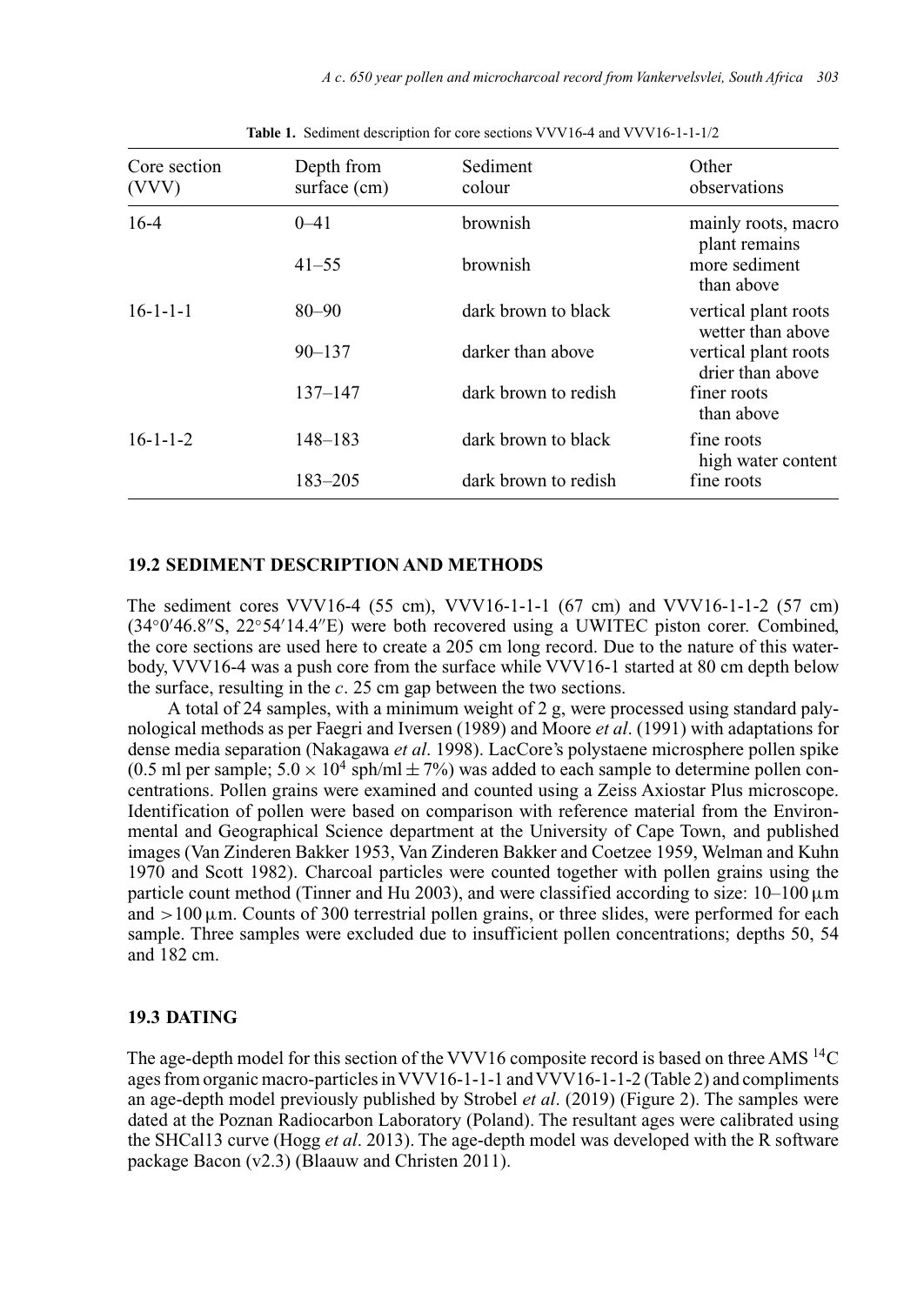**Table 1.** Sediment description for core sections VVV16-4 and VVV16-1-1-1/2

| Core section (VVV) | Depth from surface (cm) | Sediment colour | Other observations |
|---|---|---|---|
| 16-4 | 0–41 | brownish | mainly roots, macro plant remains |
| | 41–55 | brownish | more sediment than above |
| 16-1-1-1 | 80–90 | dark brown to black | vertical plant roots wetter than above |
| | 90–137 | darker than above | vertical plant roots drier than above |
| | 137–147 | dark brown to redish | finer roots than above |
| 16-1-1-2 | 148–183 | dark brown to black | fine roots high water content |
| | 183–205 | dark brown to redish | fine roots |

## 19.2 SEDIMENT DESCRIPTION AND METHODS

The sediment cores VVV16-4 (55 cm), VVV16-1-1-1 (67 cm) and VVV16-1-1-2 (57 cm) (34°0′46.8″S, 22°54′14.4″E) were both recovered using a UWITEC piston corer. Combined, the core sections are used here to create a 205 cm long record. Due to the nature of this waterbody, VVV16-4 was a push core from the surface while VVV16-1 started at 80 cm depth below the surface, resulting in the *c*. 25 cm gap between the two sections.

A total of 24 samples, with a minimum weight of 2 g, were processed using standard palynological methods as per Faegri and Iversen (1989) and Moore *et al*. (1991) with adaptations for dense media separation (Nakagawa *et al*. 1998). LacCore's polystaene microsphere pollen spike (0.5 ml per sample; $5.0 \times 10^4$ sph/ml $\pm$ 7%) was added to each sample to determine pollen concentrations. Pollen grains were examined and counted using a Zeiss Axiostar Plus microscope. Identification of pollen were based on comparison with reference material from the Environmental and Geographical Science department at the University of Cape Town, and published images (Van Zinderen Bakker 1953, Van Zinderen Bakker and Coetzee 1959, Welman and Kuhn 1970 and Scott 1982). Charcoal particles were counted together with pollen grains using the particle count method (Tinner and Hu 2003), and were classified according to size: 10–100 $\mu$m and $>$100 $\mu$m. Counts of 300 terrestrial pollen grains, or three slides, were performed for each sample. Three samples were excluded due to insufficient pollen concentrations; depths 50, 54 and 182 cm.

## 19.3 DATING

The age-depth model for this section of the VVV16 composite record is based on three AMS $^{14}C$ ages from organic macro-particles in VVV16-1-1-1 and VVV16-1-1-2 (Table 2) and compliments an age-depth model previously published by Strobel *et al*. (2019) (Figure 2). The samples were dated at the Poznan Radiocarbon Laboratory (Poland). The resultant ages were calibrated using the SHCal13 curve (Hogg *et al*. 2013). The age-depth model was developed with the R software package Bacon (v2.3) (Blaauw and Christen 2011).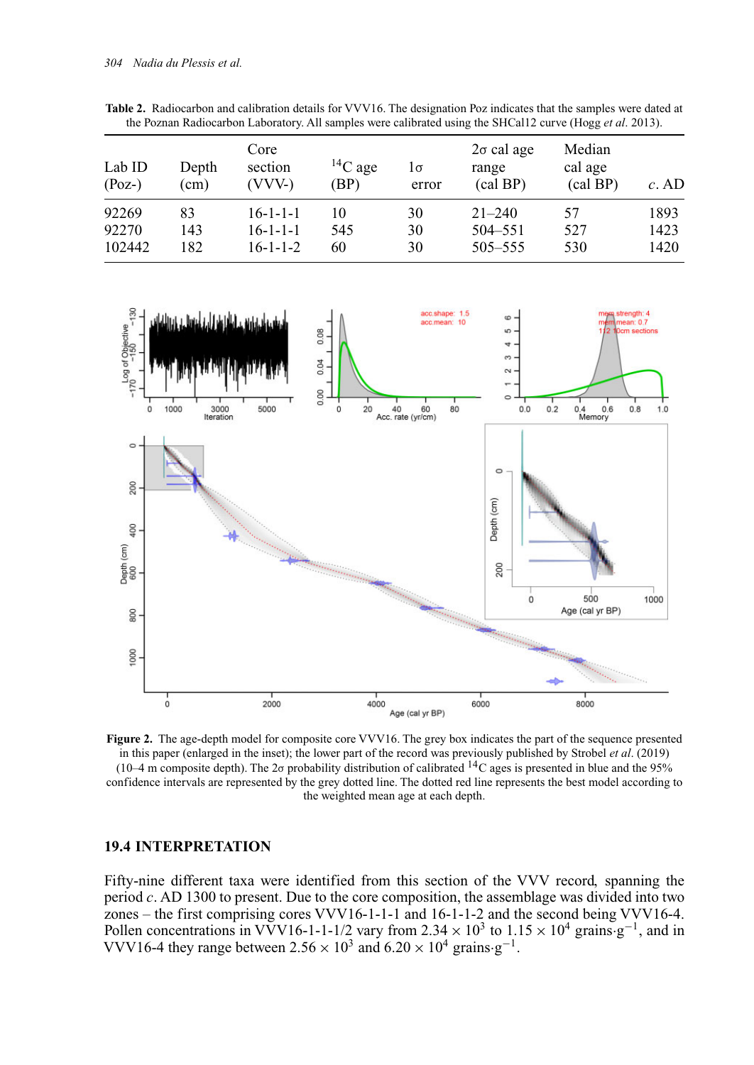**Table 2.** Radiocarbon and calibration details for VVV16. The designation Poz indicates that the samples were dated at the Poznan Radiocarbon Laboratory. All samples were calibrated using the SHCal12 curve (Hogg *et al*. 2013).

| Lab ID (Poz-) | Depth (cm) | Core section (VVV-) | $^{14}$C age (BP) | 1σ error | 2σ cal age range (cal BP) | Median cal age (cal BP) | *c*. AD |
|---|---|---|---|---|---|---|---|
| 92269 | 83 | 16-1-1-1 | 10 | 30 | 21–240 | 57 | 1893 |
| 92270 | 143 | 16-1-1-1 | 545 | 30 | 504–551 | 527 | 1423 |
| 102442 | 182 | 16-1-1-2 | 60 | 30 | 505–555 | 530 | 1420 |

**Figure 2.** The age-depth model for composite core VVV16. The grey box indicates the part of the sequence presented in this paper (enlarged in the inset); the lower part of the record was previously published by Strobel *et al*. (2019) (10–4 m composite depth). The 2σ probability distribution of calibrated $^{14}$C ages is presented in blue and the 95% confidence intervals are represented by the grey dotted line. The dotted red line represents the best model according to the weighted mean age at each depth.

## 19.4 INTERPRETATION

Fifty-nine different taxa were identified from this section of the VVV record, spanning the period *c*. AD 1300 to present. Due to the core composition, the assemblage was divided into two zones – the first comprising cores VVV16-1-1-1 and 16-1-1-2 and the second being VVV16-4. Pollen concentrations in VVV16-1-1-1/2 vary from $2.34 \times 10^3$ to $1.15 \times 10^4$ grains·g$^{-1}$, and in VVV16-4 they range between $2.56 \times 10^3$ and $6.20 \times 10^4$ grains·g$^{-1}$.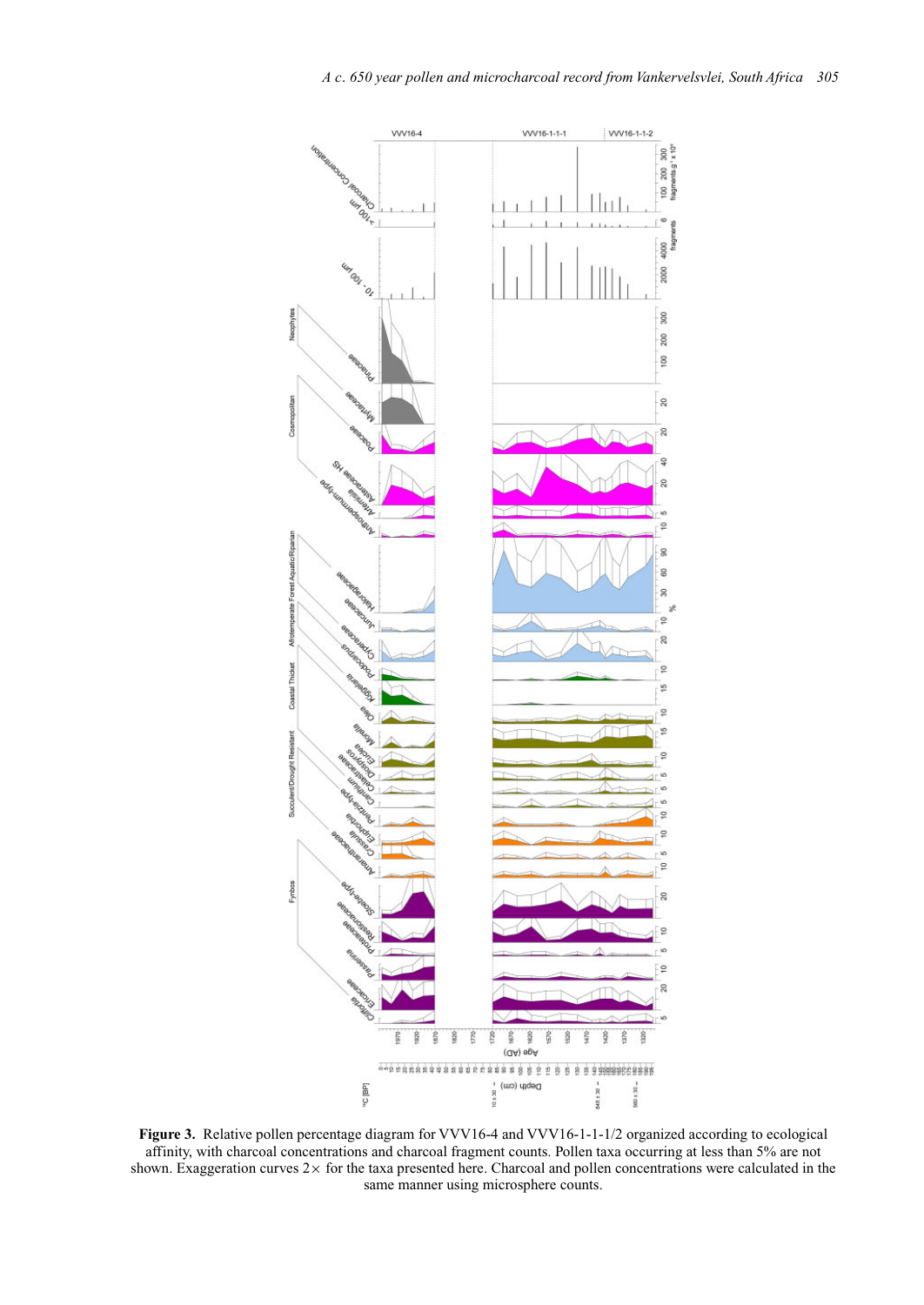**Figure 3.** Relative pollen percentage diagram for VVV16-4 and VVV16-1-1-1/2 organized according to ecological affinity, with charcoal concentrations and charcoal fragment counts. Pollen taxa occurring at less than 5% are not shown. Exaggeration curves 2× for the taxa presented here. Charcoal and pollen concentrations were calculated in the same manner using microsphere counts.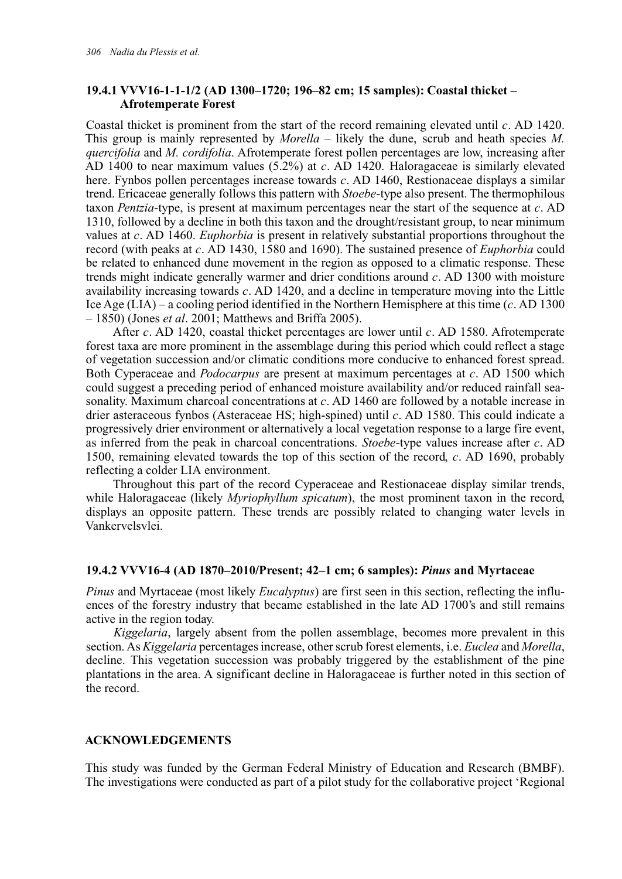### 19.4.1 VVV16-1-1-1/2 (AD 1300–1720; 196–82 cm; 15 samples): Coastal thicket – Afrotemperate Forest

Coastal thicket is prominent from the start of the record remaining elevated until *c*. AD 1420. This group is mainly represented by *Morella* – likely the dune, scrub and heath species *M. quercifolia* and *M. cordifolia*. Afrotemperate forest pollen percentages are low, increasing after AD 1400 to near maximum values (5.2%) at *c*. AD 1420. Haloragaceae is similarly elevated here. Fynbos pollen percentages increase towards *c*. AD 1460, Restionaceae displays a similar trend. Ericaceae generally follows this pattern with *Stoebe*-type also present. The thermophilous taxon *Pentzia*-type, is present at maximum percentages near the start of the sequence at *c*. AD 1310, followed by a decline in both this taxon and the drought/resistant group, to near minimum values at *c*. AD 1460. *Euphorbia* is present in relatively substantial proportions throughout the record (with peaks at *c*. AD 1430, 1580 and 1690). The sustained presence of *Euphorbia* could be related to enhanced dune movement in the region as opposed to a climatic response. These trends might indicate generally warmer and drier conditions around *c*. AD 1300 with moisture availability increasing towards *c*. AD 1420, and a decline in temperature moving into the Little Ice Age (LIA) – a cooling period identified in the Northern Hemisphere at this time (*c*. AD 1300 – 1850) (Jones *et al*. 2001; Matthews and Briffa 2005).

After *c*. AD 1420, coastal thicket percentages are lower until *c*. AD 1580. Afrotemperate forest taxa are more prominent in the assemblage during this period which could reflect a stage of vegetation succession and/or climatic conditions more conducive to enhanced forest spread. Both Cyperaceae and *Podocarpus* are present at maximum percentages at *c*. AD 1500 which could suggest a preceding period of enhanced moisture availability and/or reduced rainfall seasonality. Maximum charcoal concentrations at *c*. AD 1460 are followed by a notable increase in drier asteraceous fynbos (Asteraceae HS; high-spined) until *c*. AD 1580. This could indicate a progressively drier environment or alternatively a local vegetation response to a large fire event, as inferred from the peak in charcoal concentrations. *Stoebe*-type values increase after *c*. AD 1500, remaining elevated towards the top of this section of the record, *c*. AD 1690, probably reflecting a colder LIA environment.

Throughout this part of the record Cyperaceae and Restionaceae display similar trends, while Haloragaceae (likely *Myriophyllum spicatum*), the most prominent taxon in the record, displays an opposite pattern. These trends are possibly related to changing water levels in Vankervelsvlei.

### 19.4.2 VVV16-4 (AD 1870–2010/Present; 42–1 cm; 6 samples): *Pinus* and Myrtaceae

*Pinus* and Myrtaceae (most likely *Eucalyptus*) are first seen in this section, reflecting the influences of the forestry industry that became established in the late AD 1700's and still remains active in the region today.

*Kiggelaria*, largely absent from the pollen assemblage, becomes more prevalent in this section. As *Kiggelaria* percentages increase, other scrub forest elements, i.e. *Euclea* and *Morella*, decline. This vegetation succession was probably triggered by the establishment of the pine plantations in the area. A significant decline in Haloragaceae is further noted in this section of the record.

## ACKNOWLEDGEMENTS

This study was funded by the German Federal Ministry of Education and Research (BMBF). The investigations were conducted as part of a pilot study for the collaborative project 'Regional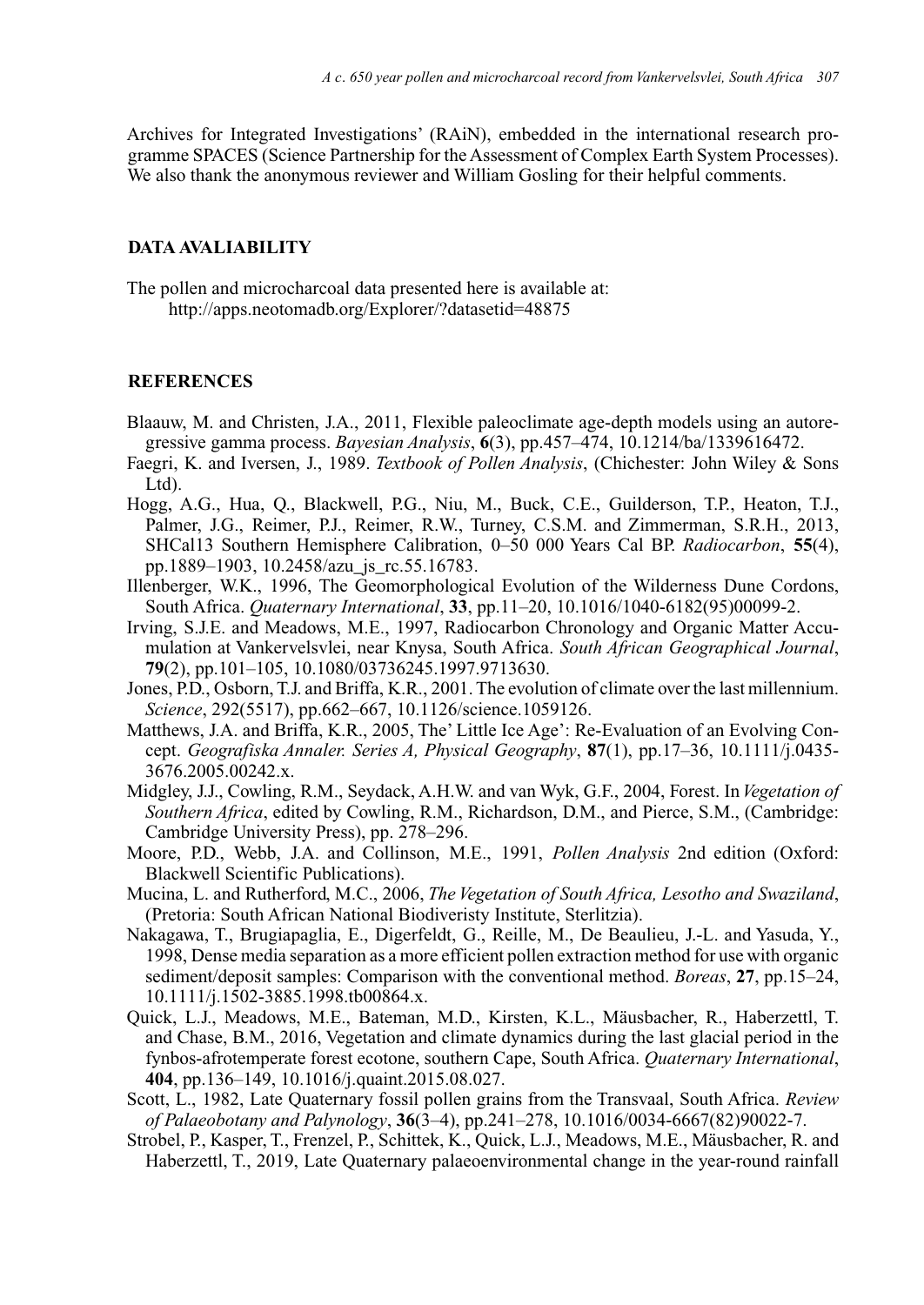Archives for Integrated Investigations' (RAiN), embedded in the international research programme SPACES (Science Partnership for the Assessment of Complex Earth System Processes). We also thank the anonymous reviewer and William Gosling for their helpful comments.

## DATA AVALIABILITY

The pollen and microcharcoal data presented here is available at:
http://apps.neotomadb.org/Explorer/?datasetid=48875

## REFERENCES

Blaauw, M. and Christen, J.A., 2011, Flexible paleoclimate age-depth models using an autoregressive gamma process. *Bayesian Analysis*, **6**(3), pp.457–474, 10.1214/ba/1339616472.

Faegri, K. and Iversen, J., 1989. *Textbook of Pollen Analysis*, (Chichester: John Wiley & Sons Ltd).

Hogg, A.G., Hua, Q., Blackwell, P.G., Niu, M., Buck, C.E., Guilderson, T.P., Heaton, T.J., Palmer, J.G., Reimer, P.J., Reimer, R.W., Turney, C.S.M. and Zimmerman, S.R.H., 2013, SHCal13 Southern Hemisphere Calibration, 0–50 000 Years Cal BP. *Radiocarbon*, **55**(4), pp.1889–1903, 10.2458/azu_js_rc.55.16783.

Illenberger, W.K., 1996, The Geomorphological Evolution of the Wilderness Dune Cordons, South Africa. *Quaternary International*, **33**, pp.11–20, 10.1016/1040-6182(95)00099-2.

Irving, S.J.E. and Meadows, M.E., 1997, Radiocarbon Chronology and Organic Matter Accumulation at Vankervelsvlei, near Knysa, South Africa. *South African Geographical Journal*, **79**(2), pp.101–105, 10.1080/03736245.1997.9713630.

Jones, P.D., Osborn, T.J. and Briffa, K.R., 2001. The evolution of climate over the last millennium. *Science*, 292(5517), pp.662–667, 10.1126/science.1059126.

Matthews, J.A. and Briffa, K.R., 2005, The' Little Ice Age': Re-Evaluation of an Evolving Concept. *Geografiska Annaler. Series A, Physical Geography*, **87**(1), pp.17–36, 10.1111/j.0435-3676.2005.00242.x.

Midgley, J.J., Cowling, R.M., Seydack, A.H.W. and van Wyk, G.F., 2004, Forest. In *Vegetation of Southern Africa*, edited by Cowling, R.M., Richardson, D.M., and Pierce, S.M., (Cambridge: Cambridge University Press), pp. 278–296.

Moore, P.D., Webb, J.A. and Collinson, M.E., 1991, *Pollen Analysis* 2nd edition (Oxford: Blackwell Scientific Publications).

Mucina, L. and Rutherford, M.C., 2006, *The Vegetation of South Africa, Lesotho and Swaziland*, (Pretoria: South African National Biodiveristy Institute, Sterlitzia).

Nakagawa, T., Brugiapaglia, E., Digerfeldt, G., Reille, M., De Beaulieu, J.-L. and Yasuda, Y., 1998, Dense media separation as a more efficient pollen extraction method for use with organic sediment/deposit samples: Comparison with the conventional method. *Boreas*, **27**, pp.15–24, 10.1111/j.1502-3885.1998.tb00864.x.

Quick, L.J., Meadows, M.E., Bateman, M.D., Kirsten, K.L., Mäusbacher, R., Haberzettl, T. and Chase, B.M., 2016, Vegetation and climate dynamics during the last glacial period in the fynbos-afrotemperate forest ecotone, southern Cape, South Africa. *Quaternary International*, **404**, pp.136–149, 10.1016/j.quaint.2015.08.027.

Scott, L., 1982, Late Quaternary fossil pollen grains from the Transvaal, South Africa. *Review of Palaeobotany and Palynology*, **36**(3–4), pp.241–278, 10.1016/0034-6667(82)90022-7.

Strobel, P., Kasper, T., Frenzel, P., Schittek, K., Quick, L.J., Meadows, M.E., Mäusbacher, R. and Haberzettl, T., 2019, Late Quaternary palaeoenvironmental change in the year-round rainfall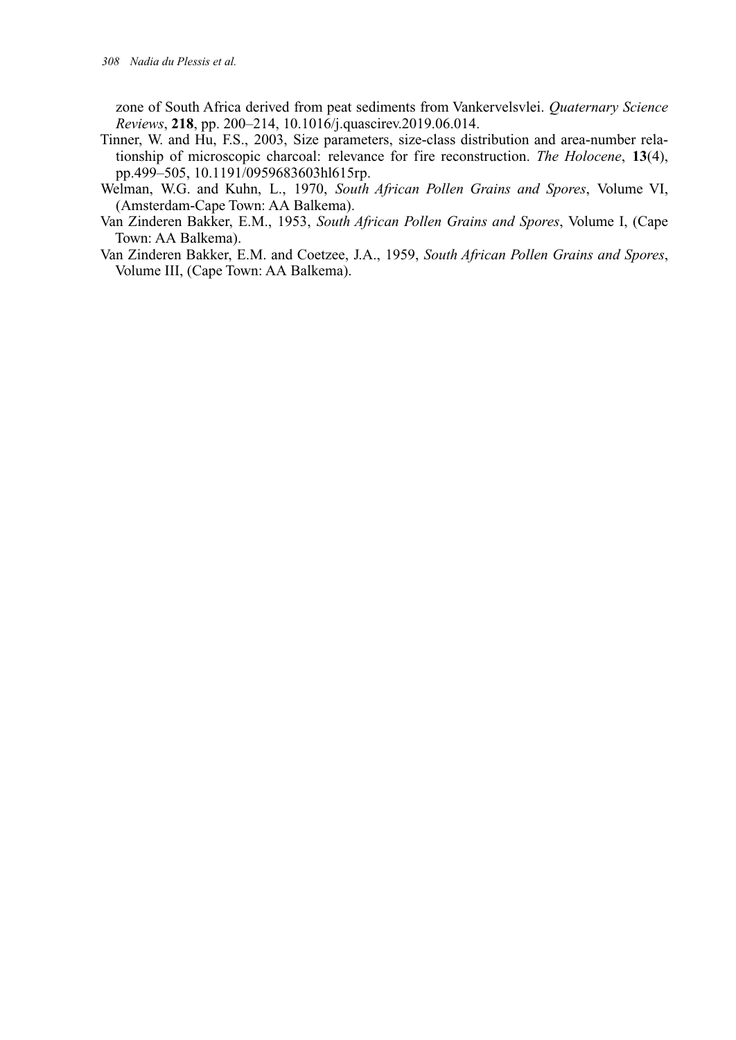zone of South Africa derived from peat sediments from Vankervelsvlei. *Quaternary Science Reviews*, **218**, pp. 200–214, 10.1016/j.quascirev.2019.06.014.

Tinner, W. and Hu, F.S., 2003, Size parameters, size-class distribution and area-number relationship of microscopic charcoal: relevance for fire reconstruction. *The Holocene*, **13**(4), pp.499–505, 10.1191/0959683603hl615rp.

Welman, W.G. and Kuhn, L., 1970, *South African Pollen Grains and Spores*, Volume VI, (Amsterdam-Cape Town: AA Balkema).

Van Zinderen Bakker, E.M., 1953, *South African Pollen Grains and Spores*, Volume I, (Cape Town: AA Balkema).

Van Zinderen Bakker, E.M. and Coetzee, J.A., 1959, *South African Pollen Grains and Spores*, Volume III, (Cape Town: AA Balkema).